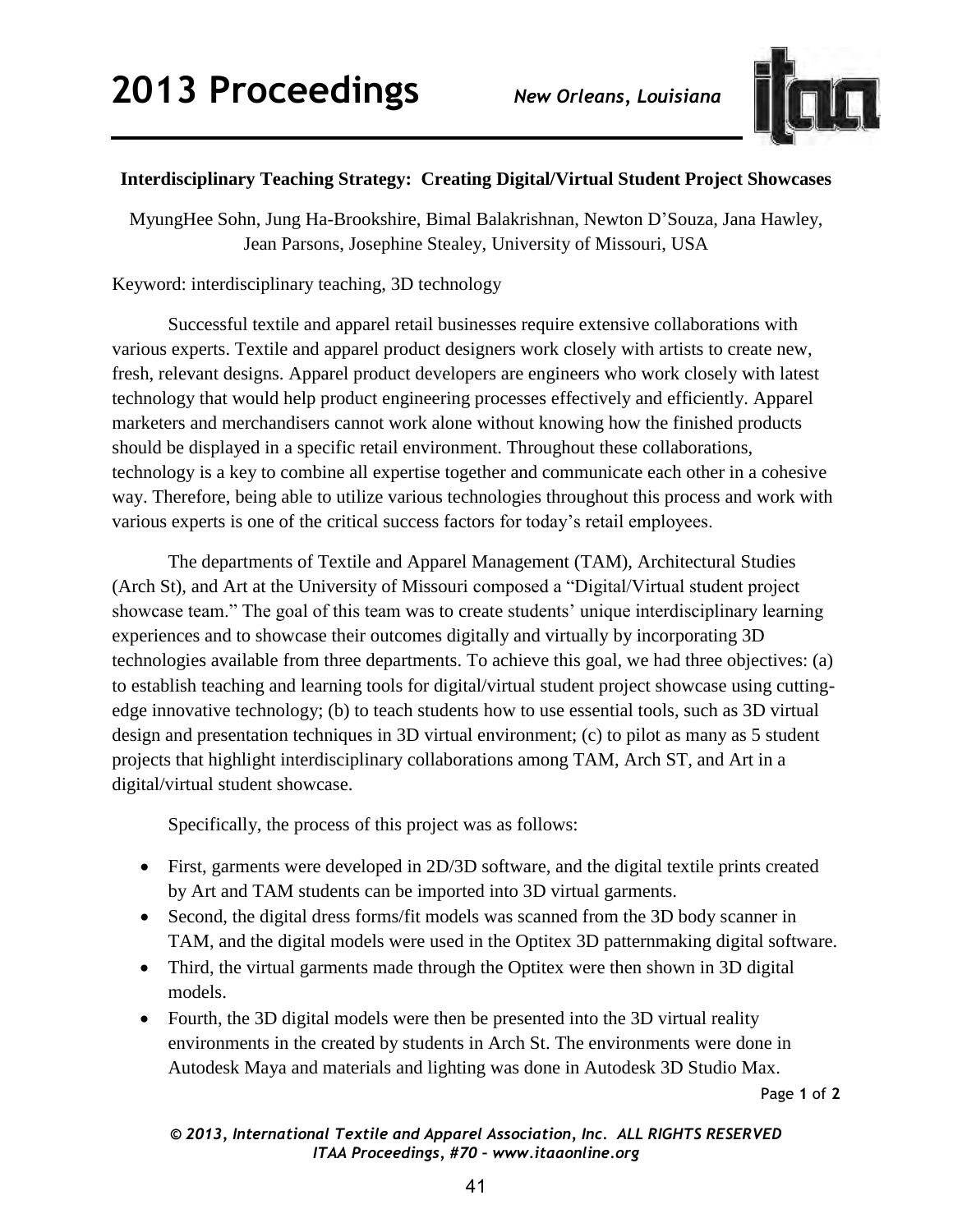## Interdisciplinary Teaching Strategy: Creating Digital/Virtual Student Project Showcases

MyungHee Sohn, Jung Ha-Brookshire, Bimal Balakrishnan, Newton D'Souza, Jana Hawley, Jean Parsons, Josephine Stealey, University of Missouri, USA

Keyword: interdisciplinary teaching, 3D technology

Successful textile and apparel retail businesses require extensive collaborations with various experts. Textile and apparel product designers work closely with artists to create new, fresh, relevant designs. Apparel product developers are engineers who work closely with latest technology that would help product engineering processes effectively and efficiently. Apparel marketers and merchandisers cannot work alone without knowing how the finished products should be displayed in a specific retail environment. Throughout these collaborations, technology is a key to combine all expertise together and communicate each other in a cohesive way. Therefore, being able to utilize various technologies throughout this process and work with various experts is one of the critical success factors for today's retail employees.

The departments of Textile and Apparel Management (TAM), Architectural Studies (Arch St), and Art at the University of Missouri composed a "Digital/Virtual student project showcase team." The goal of this team was to create students' unique interdisciplinary learning experiences and to showcase their outcomes digitally and virtually by incorporating 3D technologies available from three departments. To achieve this goal, we had three objectives: (a) to establish teaching and learning tools for digital/virtual student project showcase using cutting-edge innovative technology; (b) to teach students how to use essential tools, such as 3D virtual design and presentation techniques in 3D virtual environment; (c) to pilot as many as 5 student projects that highlight interdisciplinary collaborations among TAM, Arch ST, and Art in a digital/virtual student showcase.

Specifically, the process of this project was as follows:

- First, garments were developed in 2D/3D software, and the digital textile prints created by Art and TAM students can be imported into 3D virtual garments.
- Second, the digital dress forms/fit models was scanned from the 3D body scanner in TAM, and the digital models were used in the Optitex 3D patternmaking digital software.
- Third, the virtual garments made through the Optitex were then shown in 3D digital models.
- Fourth, the 3D digital models were then be presented into the 3D virtual reality environments in the created by students in Arch St. The environments were done in Autodesk Maya and materials and lighting was done in Autodesk 3D Studio Max.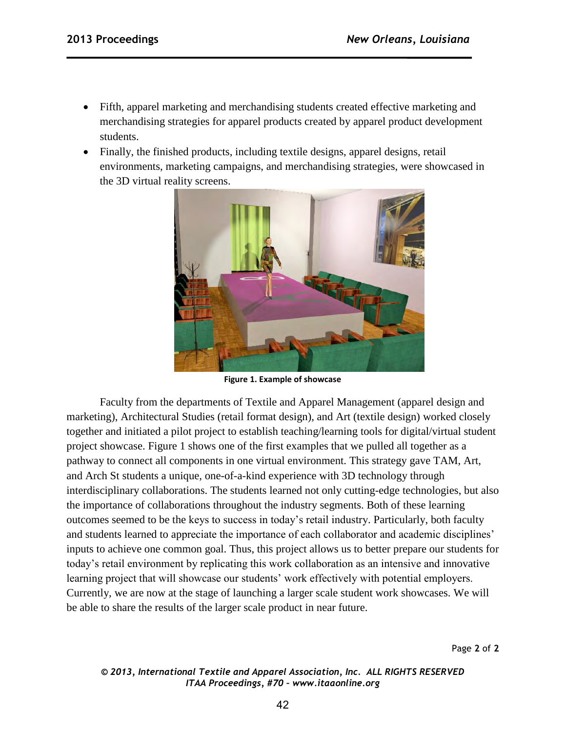- Fifth, apparel marketing and merchandising students created effective marketing and merchandising strategies for apparel products created by apparel product development students.
- Finally, the finished products, including textile designs, apparel designs, retail environments, marketing campaigns, and merchandising strategies, were showcased in the 3D virtual reality screens.

**Figure 1. Example of showcase**

Faculty from the departments of Textile and Apparel Management (apparel design and marketing), Architectural Studies (retail format design), and Art (textile design) worked closely together and initiated a pilot project to establish teaching/learning tools for digital/virtual student project showcase. Figure 1 shows one of the first examples that we pulled all together as a pathway to connect all components in one virtual environment. This strategy gave TAM, Art, and Arch St students a unique, one-of-a-kind experience with 3D technology through interdisciplinary collaborations. The students learned not only cutting-edge technologies, but also the importance of collaborations throughout the industry segments. Both of these learning outcomes seemed to be the keys to success in today's retail industry. Particularly, both faculty and students learned to appreciate the importance of each collaborator and academic disciplines' inputs to achieve one common goal. Thus, this project allows us to better prepare our students for today's retail environment by replicating this work collaboration as an intensive and innovative learning project that will showcase our students' work effectively with potential employers. Currently, we are now at the stage of launching a larger scale student work showcases. We will be able to share the results of the larger scale product in near future.